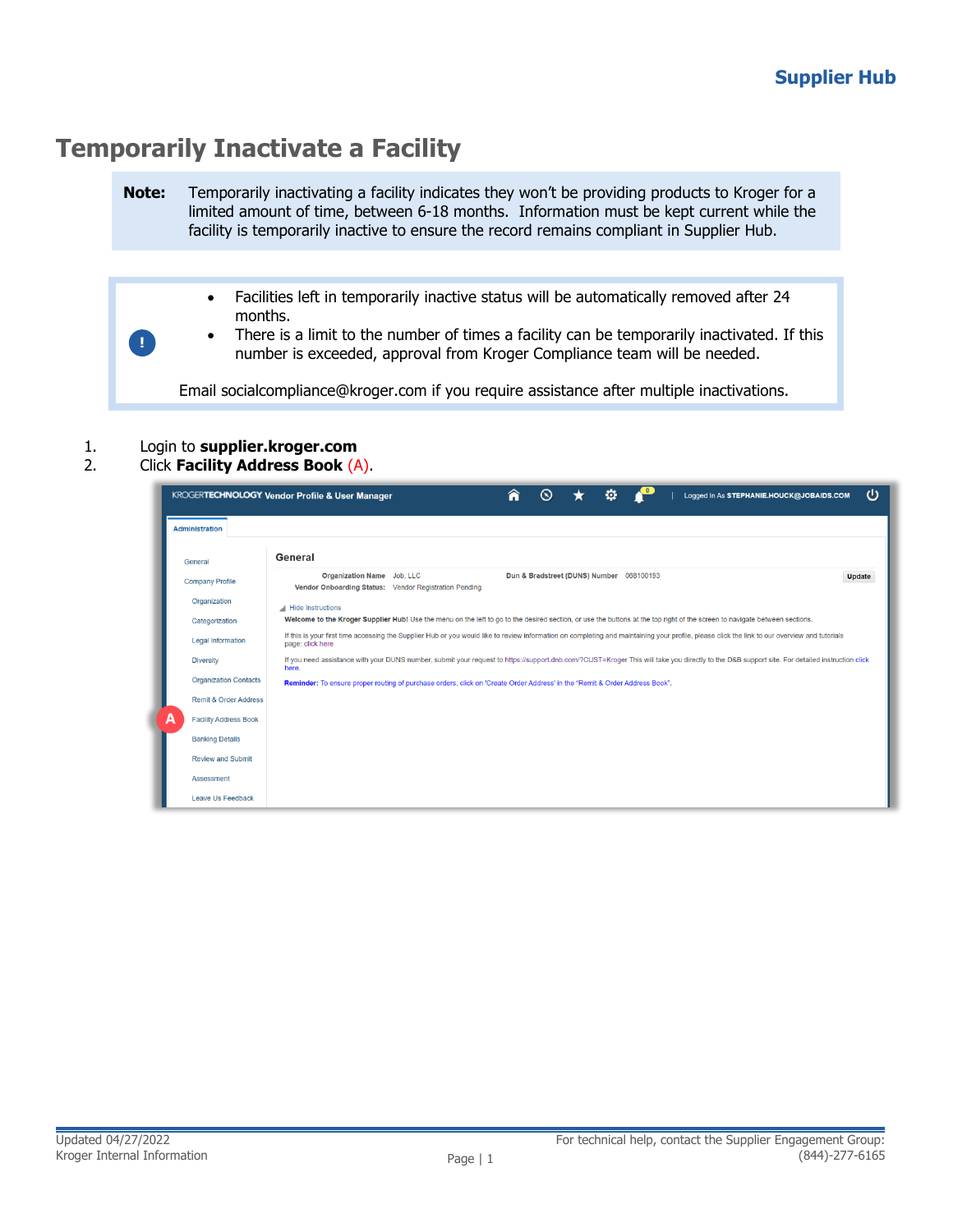# Temporarily Inactivate a Facility

> **Note:** Temporarily inactivating a facility indicates they won't be providing products to Kroger for a limited amount of time, between 6-18 months. Information must be kept current while the facility is temporarily inactive to ensure the record remains compliant in Supplier Hub.

> - Facilities left in temporarily inactive status will be automatically removed after 24 months.
> - There is a limit to the number of times a facility can be temporarily inactivated. If this number is exceeded, approval from Kroger Compliance team will be needed.
>
> Email socialcompliance@kroger.com if you require assistance after multiple inactivations.

1. Login to **supplier.kroger.com**
2. Click **Facility Address Book** (A).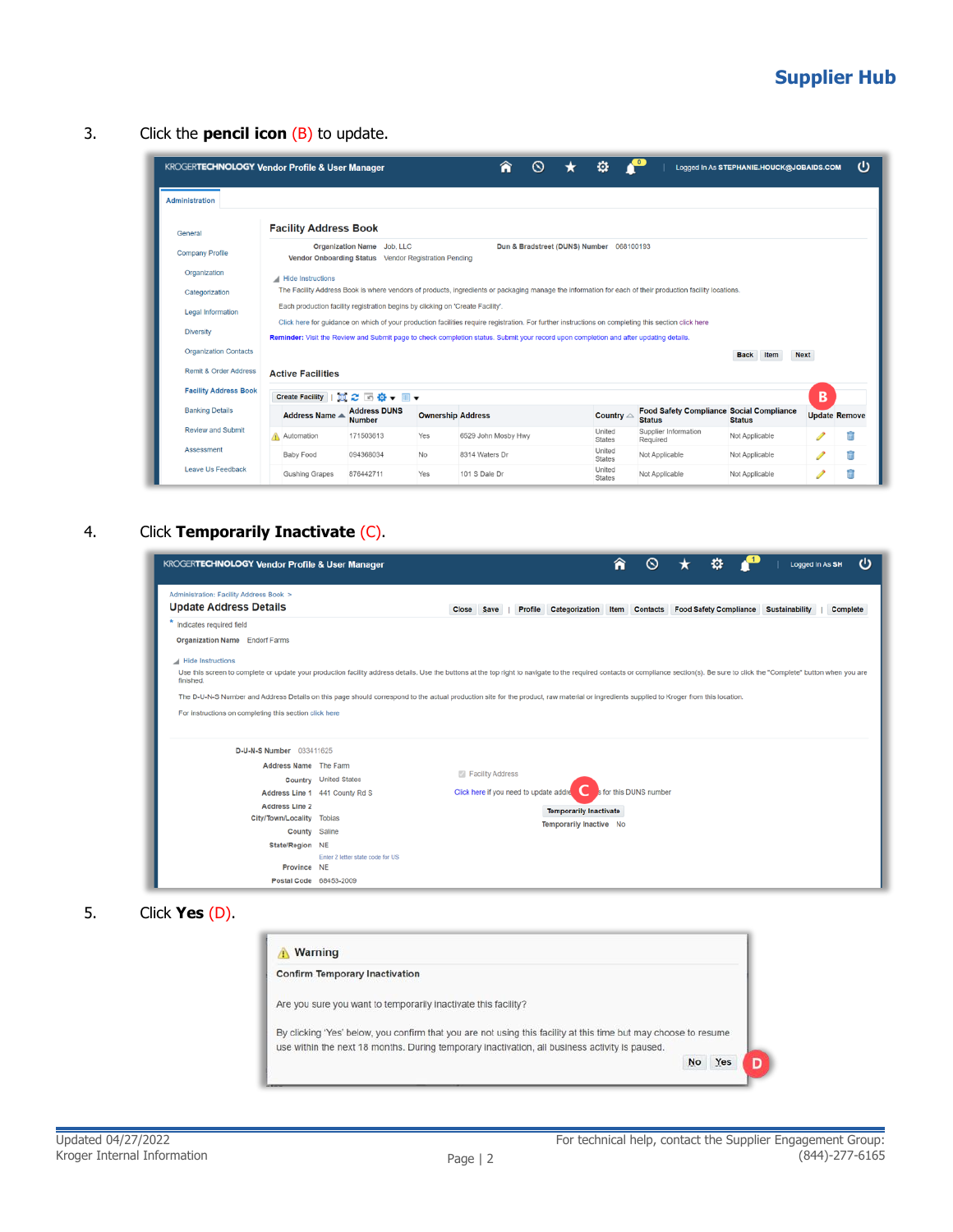3. Click the **pencil icon** (B) to update.

4. Click **Temporarily Inactivate** (C).

5. Click **Yes** (D).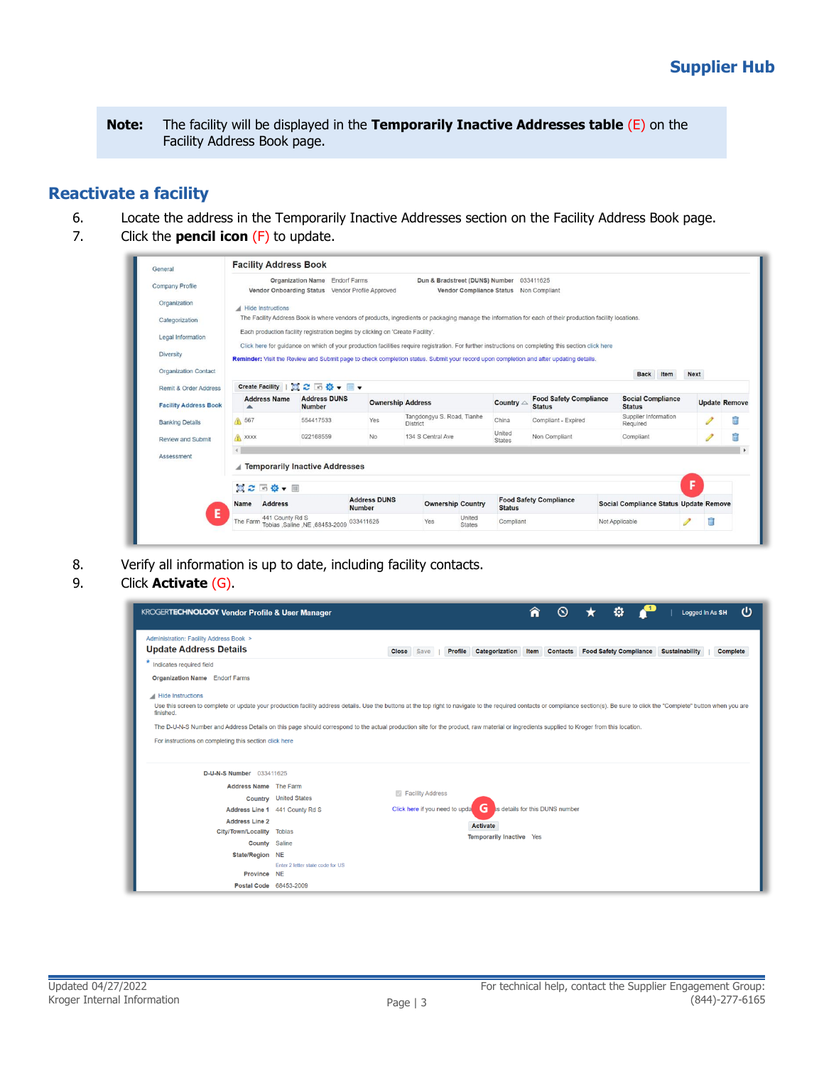**Note:** The facility will be displayed in the **Temporarily Inactive Addresses table** (E) on the Facility Address Book page.

## Reactivate a facility

6. Locate the address in the Temporarily Inactive Addresses section on the Facility Address Book page.
7. Click the **pencil icon** (F) to update.

8. Verify all information is up to date, including facility contacts.
9. Click **Activate** (G).